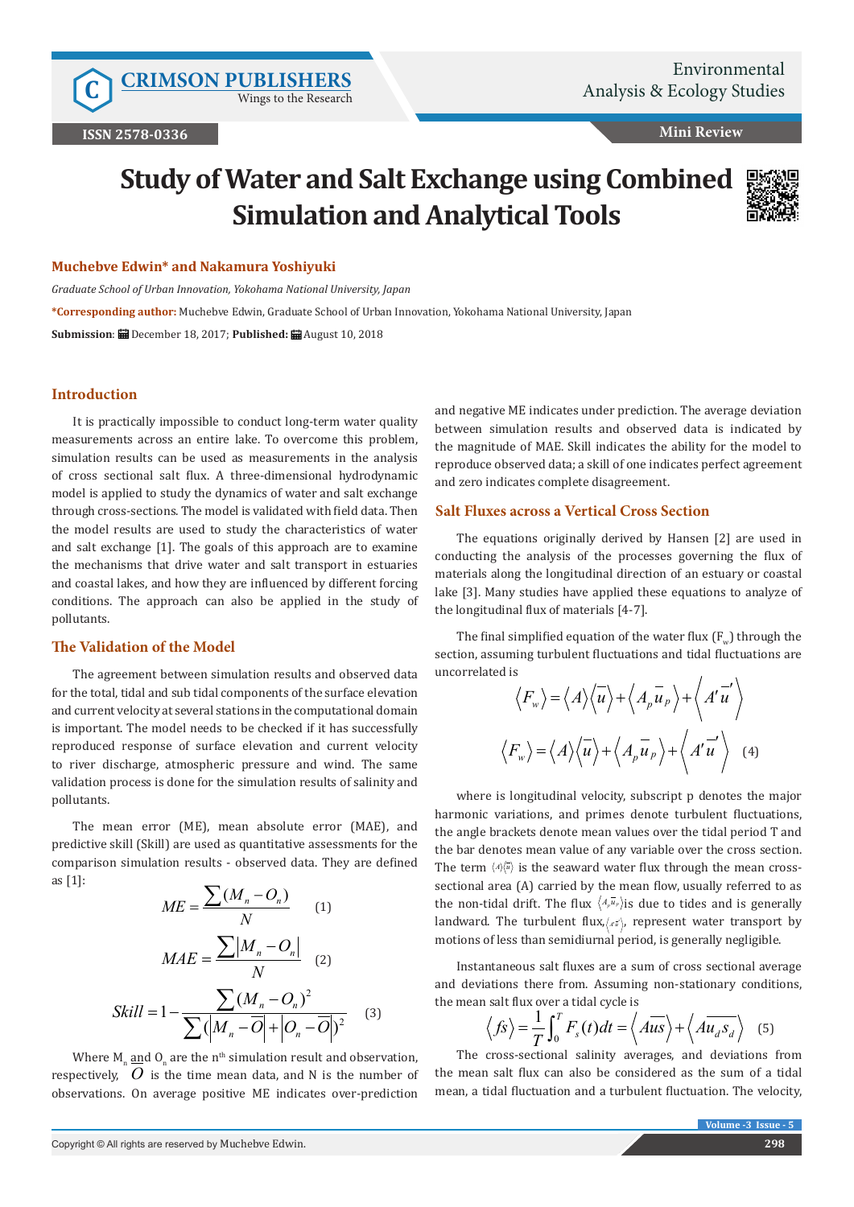Mini Review

# Study of Water and Salt Exchange using Combined Simulation and Analytical Tools

**Muchebve Edwin* and Nakamura Yoshiyuki**

*Graduate School of Urban Innovation, Yokohama National University, Japan*

***Corresponding author:** Muchebve Edwin, Graduate School of Urban Innovation, Yokohama National University, Japan

**Submission**: December 18, 2017; **Published:** August 10, 2018

## Introduction

It is practically impossible to conduct long-term water quality measurements across an entire lake. To overcome this problem, simulation results can be used as measurements in the analysis of cross sectional salt flux. A three-dimensional hydrodynamic model is applied to study the dynamics of water and salt exchange through cross-sections. The model is validated with field data. Then the model results are used to study the characteristics of water and salt exchange [1]. The goals of this approach are to examine the mechanisms that drive water and salt transport in estuaries and coastal lakes, and how they are influenced by different forcing conditions. The approach can also be applied in the study of pollutants.

## The Validation of the Model

The agreement between simulation results and observed data for the total, tidal and sub tidal components of the surface elevation and current velocity at several stations in the computational domain is important. The model needs to be checked if it has successfully reproduced response of surface elevation and current velocity to river discharge, atmospheric pressure and wind. The same validation process is done for the simulation results of salinity and pollutants.

The mean error (ME), mean absolute error (MAE), and predictive skill (Skill) are used as quantitative assessments for the comparison simulation results - observed data. They are defined as [1]:

$$ME = \frac{\sum (M_n - O_n)}{N} \quad (1)$$

$$MAE = \frac{\sum \left| M_n - O_n \right|}{N} \quad (2)$$

$$Skill = 1 - \frac{\sum (M_n - O_n)^2}{\sum \left( \left| M_n - \overline{O} \right| + \left| O_n - \overline{O} \right| \right)^2} \quad (3)$$

Where $M_n$ and $O_n$ are the $n^{th}$ simulation result and observation, respectively, $\overline{O}$ is the time mean data, and N is the number of observations. On average positive ME indicates over-prediction and negative ME indicates under prediction. The average deviation between simulation results and observed data is indicated by the magnitude of MAE. Skill indicates the ability for the model to reproduce observed data; a skill of one indicates perfect agreement and zero indicates complete disagreement.

## Salt Fluxes across a Vertical Cross Section

The equations originally derived by Hansen [2] are used in conducting the analysis of the processes governing the flux of materials along the longitudinal direction of an estuary or coastal lake [3]. Many studies have applied these equations to analyze of the longitudinal flux of materials [4-7].

The final simplified equation of the water flux ($F_w$) through the section, assuming turbulent fluctuations and tidal fluctuations are uncorrelated is

$$\left\langle F_w \right\rangle = \left\langle A \right\rangle \left\langle \overline{u} \right\rangle + \left\langle A_p \overline{u}_p \right\rangle + \left\langle A' \overline{u}' \right\rangle$$

$$\left\langle F_w \right\rangle = \left\langle A \right\rangle \left\langle \overline{u} \right\rangle + \left\langle A_p \overline{u}_p \right\rangle + \left\langle A' \overline{u}' \right\rangle \quad (4)$$

where is longitudinal velocity, subscript p denotes the major harmonic variations, and primes denote turbulent fluctuations, the angle brackets denote mean values over the tidal period T and the bar denotes mean value of any variable over the cross section. The term $\left\langle A \right\rangle \left\langle \overline{u} \right\rangle$ is the seaward water flux through the mean cross-sectional area (A) carried by the mean flow, usually referred to as the non-tidal drift. The flux $\left\langle A_p \overline{u}_p \right\rangle$ is due to tides and is generally landward. The turbulent flux $\left\langle A' \overline{u}' \right\rangle$, represent water transport by motions of less than semidiurnal period, is generally negligible.

Instantaneous salt fluxes are a sum of cross sectional average and deviations there from. Assuming non-stationary conditions, the mean salt flux over a tidal cycle is

$$\left\langle fs \right\rangle = \frac{1}{T} \int_0^T F_s(t)dt = \left\langle \overline{Aus} \right\rangle + \left\langle \overline{Au_d s_d} \right\rangle \quad (5)$$

The cross-sectional salinity averages, and deviations from the mean salt flux can also be considered as the sum of a tidal mean, a tidal fluctuation and a turbulent fluctuation. The velocity,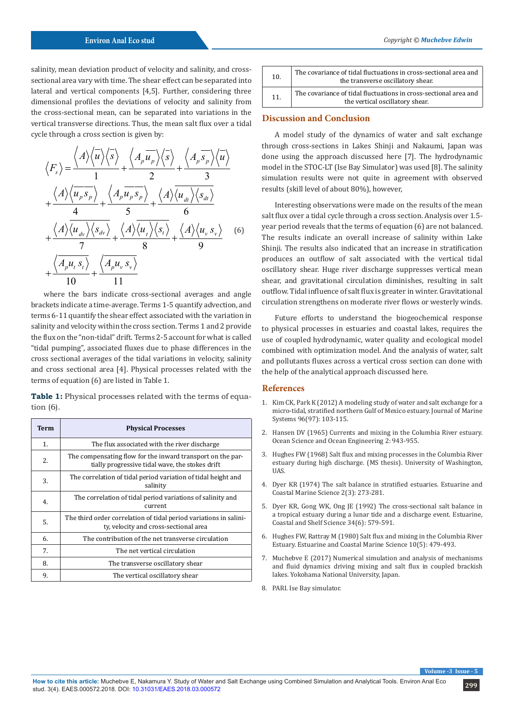salinity, mean deviation product of velocity and salinity, and cross-sectional area vary with time. The shear effect can be separated into lateral and vertical components [4,5]. Further, considering three dimensional profiles the deviations of velocity and salinity from the cross-sectional mean, can be separated into variations in the vertical transverse directions. Thus, the mean salt flux over a tidal cycle through a cross section is given by:

$$\langle F_s \rangle = \underset{1}{\langle A \rangle \langle \overline{u} \rangle \langle \overline{s} \rangle} + \underset{2}{\langle A_p \overline{u_p} \rangle \langle \overline{s} \rangle} + \underset{3}{\langle A_p \overline{s_p} \rangle \langle \overline{u} \rangle} + \underset{4}{\langle A \rangle \langle \overline{u_p}\, \overline{s_p} \rangle} + \underset{5}{\langle A_p \overline{u_p}\, \overline{s_p} \rangle} + \underset{6}{\langle A \rangle \overline{\langle u_{dt} \rangle \langle s_{dt} \rangle}} + \underset{7}{\langle A \rangle \overline{\langle u_{dv} \rangle \langle s_{dv} \rangle}} + \underset{8}{\langle A \rangle \overline{\langle u_t \rangle \langle s_t \rangle}} + \underset{9}{\langle A \rangle \overline{\langle u_v\, s_v \rangle}} + \underset{10}{\overline{\langle A_p u_t\, s_t \rangle}} + \underset{11}{\overline{\langle A_p u_v\, s_v \rangle}} \quad (6)$$

where the bars indicate cross-sectional averages and angle brackets indicate a time-average. Terms 1-5 quantify advection, and terms 6-11 quantify the shear effect associated with the variation in salinity and velocity within the cross section. Terms 1 and 2 provide the flux on the "non-tidal" drift. Terms 2-5 account for what is called "tidal pumping", associated fluxes due to phase differences in the cross sectional averages of the tidal variations in velocity, salinity and cross sectional area [4]. Physical processes related with the terms of equation (6) are listed in Table 1.

**Table 1:** Physical processes related with the terms of equation (6).

| Term | Physical Processes |
|---|---|
| 1. | The flux associated with the river discharge |
| 2. | The compensating flow for the inward transport on the partially progressive tidal wave, the stokes drift |
| 3. | The correlation of tidal period variation of tidal height and salinity |
| 4. | The correlation of tidal period variations of salinity and current |
| 5. | The third order correlation of tidal period variations in salinity, velocity and cross-sectional area |
| 6. | The contribution of the net transverse circulation |
| 7. | The net vertical circulation |
| 8. | The transverse oscillatory shear |
| 9. | The vertical oscillatory shear |
| 10. | The covariance of tidal fluctuations in cross-sectional area and the transverse oscillatory shear. |
| 11. | The covariance of tidal fluctuations in cross-sectional area and the vertical oscillatory shear. |

## Discussion and Conclusion

A model study of the dynamics of water and salt exchange through cross-sections in Lakes Shinji and Nakaumi, Japan was done using the approach discussed here [7]. The hydrodynamic model in the STOC-LT (Ise Bay Simulator) was used [8]. The salinity simulation results were not quite in agreement with observed results (skill level of about 80%), however,

Interesting observations were made on the results of the mean salt flux over a tidal cycle through a cross section. Analysis over 1.5-year period reveals that the terms of equation (6) are not balanced. The results indicate an overall increase of salinity within Lake Shinji. The results also indicated that an increase in stratification produces an outflow of salt associated with the vertical tidal oscillatory shear. Huge river discharge suppresses vertical mean shear, and gravitational circulation diminishes, resulting in salt outflow. Tidal influence of salt flux is greater in winter. Gravitational circulation strengthens on moderate river flows or westerly winds.

Future efforts to understand the biogeochemical response to physical processes in estuaries and coastal lakes, requires the use of coupled hydrodynamic, water quality and ecological model combined with optimization model. And the analysis of water, salt and pollutants fluxes across a vertical cross section can done with the help of the analytical approach discussed here.

## References

1. Kim CK, Park K (2012) A modeling study of water and salt exchange for a micro-tidal, stratified northern Gulf of Mexico estuary. Journal of Marine Systems 96(97): 103-115.
2. Hansen DV (1965) Currents and mixing in the Columbia River estuary. Ocean Science and Ocean Engineering 2: 943-955.
3. Hughes FW (1968) Salt flux and mixing processes in the Columbia River estuary during high discharge. (MS thesis). University of Washington, UAS.
4. Dyer KR (1974) The salt balance in stratified estuaries. Estuarine and Coastal Marine Science 2(3): 273-281.
5. Dyer KR, Gong WK, Ong JE (1992) The cross-sectional salt balance in a tropical estuary during a lunar tide and a discharge event. Estuarine, Coastal and Shelf Science 34(6): 579-591.
6. Hughes FW, Rattray M (1980) Salt flux and mixing in the Columbia River Estuary. Estuarine and Coastal Marine Science 10(5): 479-493.
7. Muchebve E (2017) Numerical simulation and analysis of mechanisms and fluid dynamics driving mixing and salt flux in coupled brackish lakes. Yokohama National University, Japan.
8. PARI. Ise Bay simulator.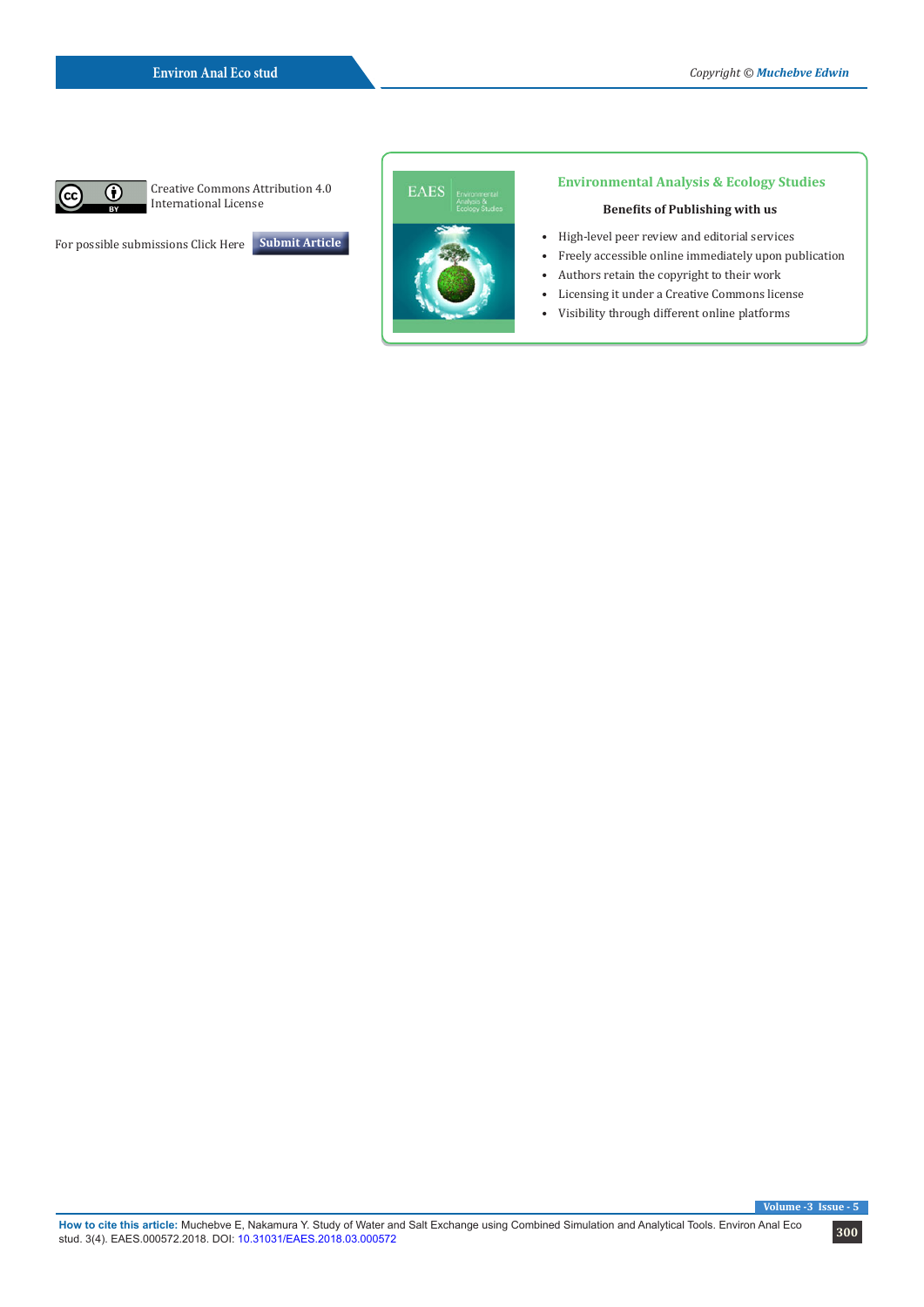Creative Commons Attribution 4.0 International License

For possible submissions Click Here **Submit Article**

## Environmental Analysis & Ecology Studies

**Benefits of Publishing with us**

- High-level peer review and editorial services
- Freely accessible online immediately upon publication
- Authors retain the copyright to their work
- Licensing it under a Creative Commons license
- Visibility through different online platforms

**How to cite this article:** Muchebve E, Nakamura Y. Study of Water and Salt Exchange using Combined Simulation and Analytical Tools. Environ Anal Eco stud. 3(4). EAES.000572.2018. DOI: 10.31031/EAES.2018.03.000572